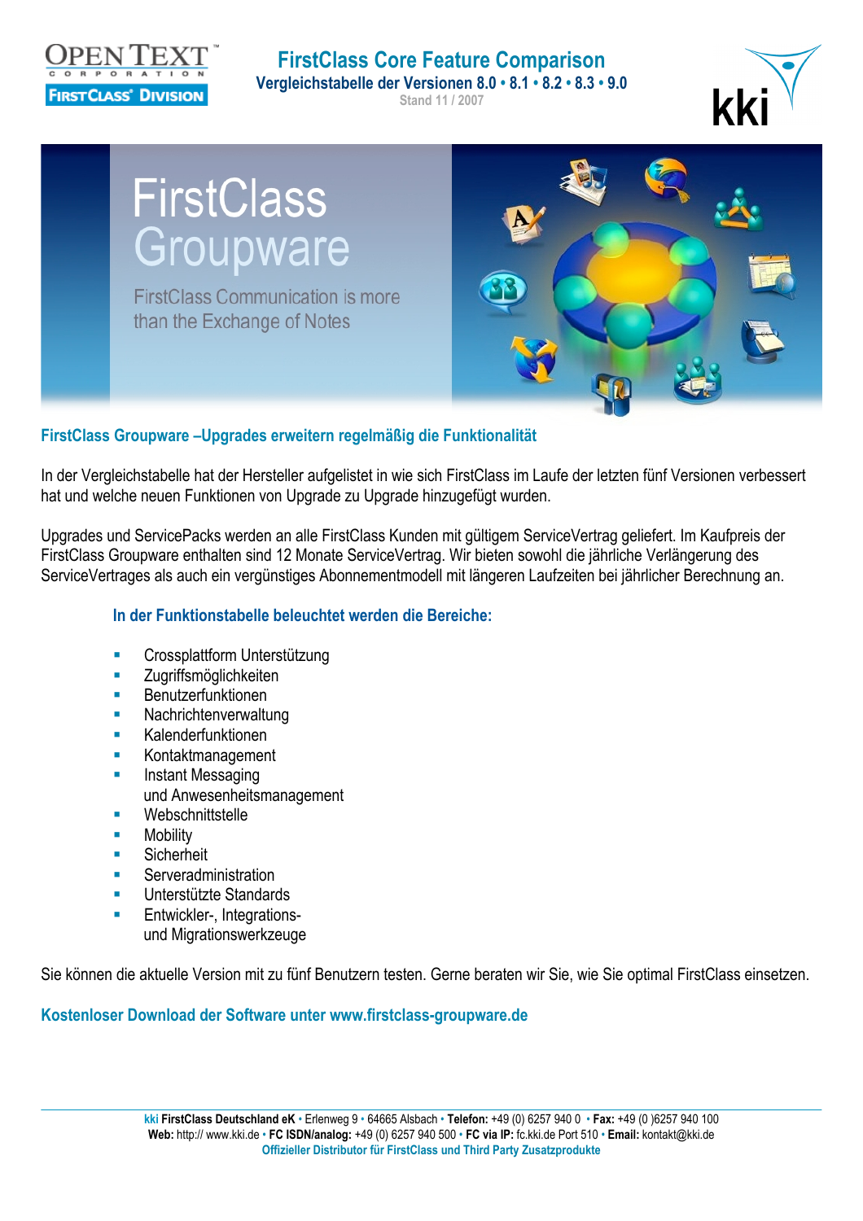# FirstClass Core Feature Comparison

**Vergleichstabelle der Versionen 8.0 • 8.1 • 8.2 • 8.3 • 9.0**

Stand 11 / 2007

FirstClass Groupware

FirstClass Communication is more than the Exchange of Notes

## FirstClass Groupware –Upgrades erweitern regelmäßig die Funktionalität

In der Vergleichstabelle hat der Hersteller aufgelistet in wie sich FirstClass im Laufe der letzten fünf Versionen verbessert hat und welche neuen Funktionen von Upgrade zu Upgrade hinzugefügt wurden.

Upgrades und ServicePacks werden an alle FirstClass Kunden mit gültigem ServiceVertrag geliefert. Im Kaufpreis der FirstClass Groupware enthalten sind 12 Monate ServiceVertrag. Wir bieten sowohl die jährliche Verlängerung des ServiceVertrages als auch ein vergünstiges Abonnementmodell mit längeren Laufzeiten bei jährlicher Berechnung an.

### In der Funktionstabelle beleuchtet werden die Bereiche:

- Crossplattform Unterstützung
- Zugriffsmöglichkeiten
- Benutzerfunktionen
- Nachrichtenverwaltung
- Kalenderfunktionen
- Kontaktmanagement
- Instant Messaging und Anwesenheitsmanagement
- Webschnittstelle
- Mobility
- Sicherheit
- Serveradministration
- Unterstützte Standards
- Entwickler-, Integrations- und Migrationswerkzeuge

Sie können die aktuelle Version mit zu fünf Benutzern testen. Gerne beraten wir Sie, wie Sie optimal FirstClass einsetzen.

**Kostenloser Download der Software unter www.firstclass-groupware.de**

**kki FirstClass Deutschland eK** • Erlenweg 9 • 64665 Alsbach • **Telefon:** +49 (0) 6257 940 0 • **Fax:** +49 (0 )6257 940 100
**Web:** http:// www.kki.de • **FC ISDN/analog:** +49 (0) 6257 940 500 • **FC via IP:** fc.kki.de Port 510 • **Email:** kontakt@kki.de
Offizieller Distributor für FirstClass und Third Party Zusatzprodukte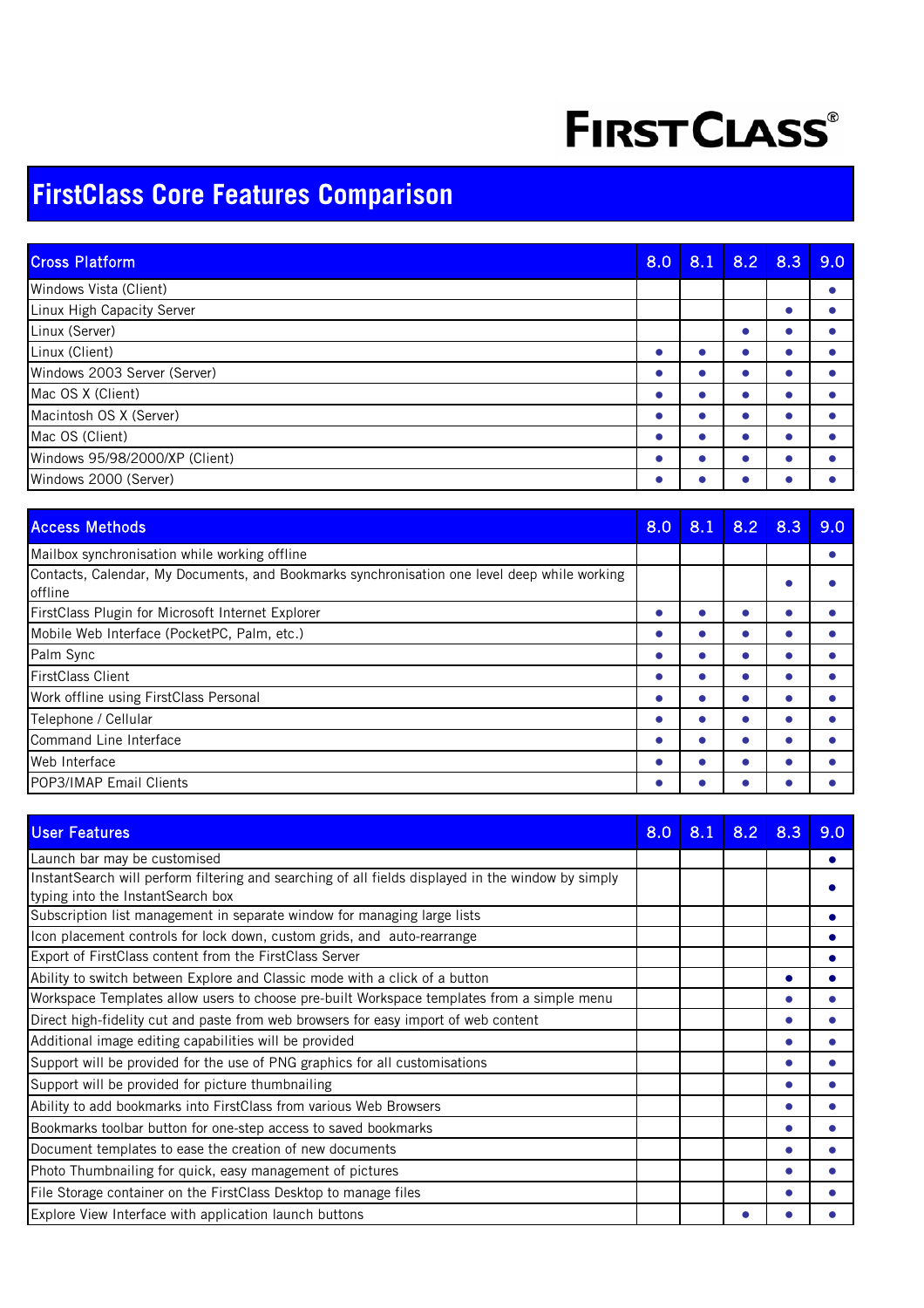# FirstClass Core Features Comparison

| Cross Platform | 8.0 | 8.1 | 8.2 | 8.3 | 9.0 |
|---|---|---|---|---|---|
| Windows Vista (Client) | | | | | • |
| Linux High Capacity Server | | | | • | • |
| Linux (Server) | | | • | • | • |
| Linux (Client) | • | • | • | • | • |
| Windows 2003 Server (Server) | • | • | • | • | • |
| Mac OS X (Client) | • | • | • | • | • |
| Macintosh OS X (Server) | • | • | • | • | • |
| Mac OS (Client) | • | • | • | • | • |
| Windows 95/98/2000/XP (Client) | • | • | • | • | • |
| Windows 2000 (Server) | • | • | • | • | • |

| Access Methods | 8.0 | 8.1 | 8.2 | 8.3 | 9.0 |
|---|---|---|---|---|---|
| Mailbox synchronisation while working offline | | | | | • |
| Contacts, Calendar, My Documents, and Bookmarks synchronisation one level deep while working offline | | | | • | • |
| FirstClass Plugin for Microsoft Internet Explorer | • | • | • | • | • |
| Mobile Web Interface (PocketPC, Palm, etc.) | • | • | • | • | • |
| Palm Sync | • | • | • | • | • |
| FirstClass Client | • | • | • | • | • |
| Work offline using FirstClass Personal | • | • | • | • | • |
| Telephone / Cellular | • | • | • | • | • |
| Command Line Interface | • | • | • | • | • |
| Web Interface | • | • | • | • | • |
| POP3/IMAP Email Clients | • | • | • | • | • |

| User Features | 8.0 | 8.1 | 8.2 | 8.3 | 9.0 |
|---|---|---|---|---|---|
| Launch bar may be customised | | | | | • |
| InstantSearch will perform filtering and searching of all fields displayed in the window by simply typing into the InstantSearch box | | | | | • |
| Subscription list management in separate window for managing large lists | | | | | • |
| Icon placement controls for lock down, custom grids, and auto-rearrange | | | | | • |
| Export of FirstClass content from the FirstClass Server | | | | | • |
| Ability to switch between Explore and Classic mode with a click of a button | | | | • | • |
| Workspace Templates allow users to choose pre-built Workspace templates from a simple menu | | | | • | • |
| Direct high-fidelity cut and paste from web browsers for easy import of web content | | | | • | • |
| Additional image editing capabilities will be provided | | | | • | • |
| Support will be provided for the use of PNG graphics for all customisations | | | | • | • |
| Support will be provided for picture thumbnailing | | | | • | • |
| Ability to add bookmarks into FirstClass from various Web Browsers | | | | • | • |
| Bookmarks toolbar button for one-step access to saved bookmarks | | | | • | • |
| Document templates to ease the creation of new documents | | | | • | • |
| Photo Thumbnailing for quick, easy management of pictures | | | | • | • |
| File Storage container on the FirstClass Desktop to manage files | | | | • | • |
| Explore View Interface with application launch buttons | | | • | • | • |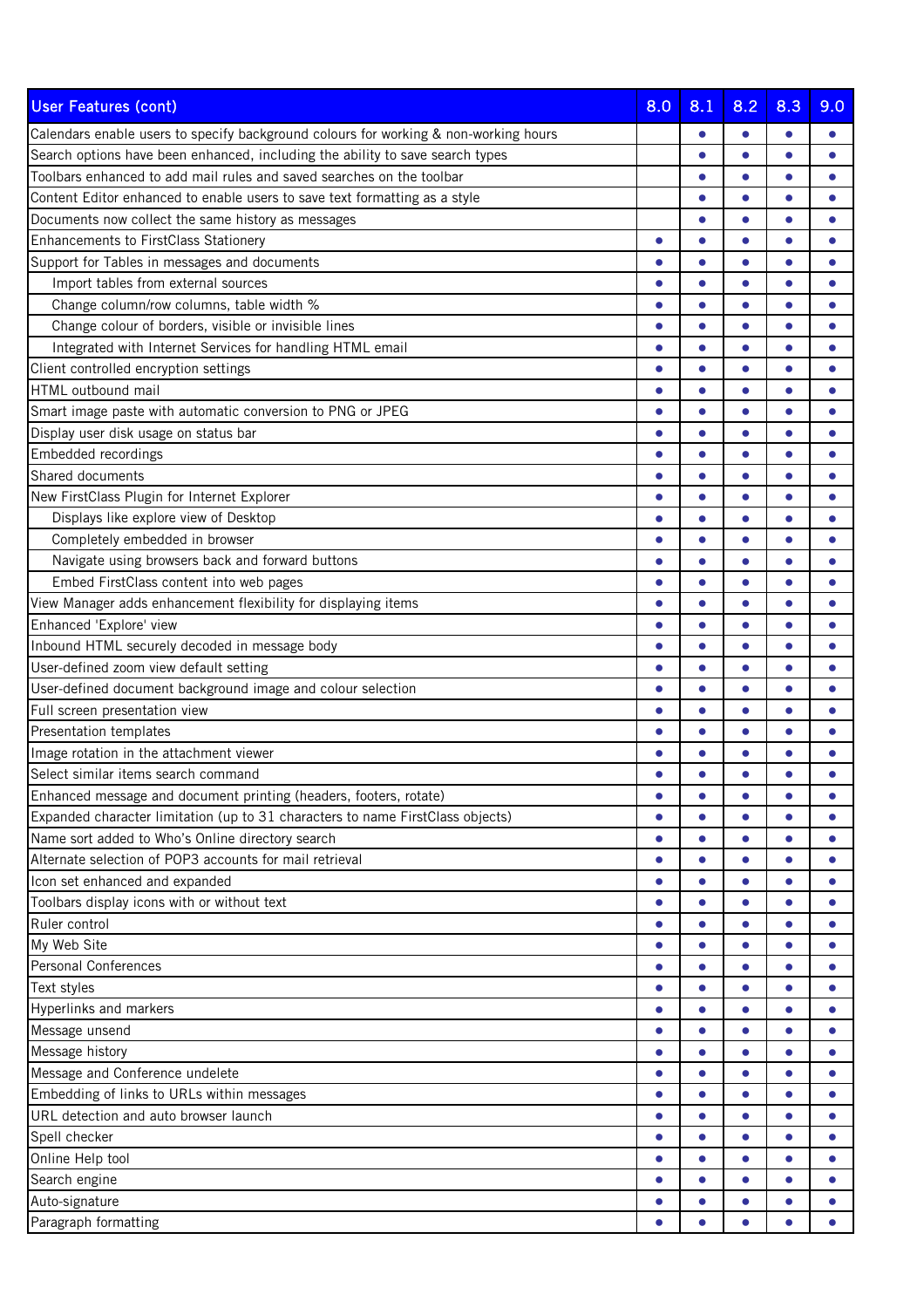| User Features (cont) | 8.0 | 8.1 | 8.2 | 8.3 | 9.0 |
|---|---|---|---|---|---|
| Calendars enable users to specify background colours for working & non-working hours | | ● | ● | ● | ● |
| Search options have been enhanced, including the ability to save search types | | ● | ● | ● | ● |
| Toolbars enhanced to add mail rules and saved searches on the toolbar | | ● | ● | ● | ● |
| Content Editor enhanced to enable users to save text formatting as a style | | ● | ● | ● | ● |
| Documents now collect the same history as messages | | ● | ● | ● | ● |
| Enhancements to FirstClass Stationery | ● | ● | ● | ● | ● |
| Support for Tables in messages and documents | ● | ● | ● | ● | ● |
| Import tables from external sources | ● | ● | ● | ● | ● |
| Change column/row columns, table width % | ● | ● | ● | ● | ● |
| Change colour of borders, visible or invisible lines | ● | ● | ● | ● | ● |
| Integrated with Internet Services for handling HTML email | ● | ● | ● | ● | ● |
| Client controlled encryption settings | ● | ● | ● | ● | ● |
| HTML outbound mail | ● | ● | ● | ● | ● |
| Smart image paste with automatic conversion to PNG or JPEG | ● | ● | ● | ● | ● |
| Display user disk usage on status bar | ● | ● | ● | ● | ● |
| Embedded recordings | ● | ● | ● | ● | ● |
| Shared documents | ● | ● | ● | ● | ● |
| New FirstClass Plugin for Internet Explorer | ● | ● | ● | ● | ● |
| Displays like explore view of Desktop | ● | ● | ● | ● | ● |
| Completely embedded in browser | ● | ● | ● | ● | ● |
| Navigate using browsers back and forward buttons | ● | ● | ● | ● | ● |
| Embed FirstClass content into web pages | ● | ● | ● | ● | ● |
| View Manager adds enhancement flexibility for displaying items | ● | ● | ● | ● | ● |
| Enhanced 'Explore' view | ● | ● | ● | ● | ● |
| Inbound HTML securely decoded in message body | ● | ● | ● | ● | ● |
| User-defined zoom view default setting | ● | ● | ● | ● | ● |
| User-defined document background image and colour selection | ● | ● | ● | ● | ● |
| Full screen presentation view | ● | ● | ● | ● | ● |
| Presentation templates | ● | ● | ● | ● | ● |
| Image rotation in the attachment viewer | ● | ● | ● | ● | ● |
| Select similar items search command | ● | ● | ● | ● | ● |
| Enhanced message and document printing (headers, footers, rotate) | ● | ● | ● | ● | ● |
| Expanded character limitation (up to 31 characters to name FirstClass objects) | ● | ● | ● | ● | ● |
| Name sort added to Who's Online directory search | ● | ● | ● | ● | ● |
| Alternate selection of POP3 accounts for mail retrieval | ● | ● | ● | ● | ● |
| Icon set enhanced and expanded | ● | ● | ● | ● | ● |
| Toolbars display icons with or without text | ● | ● | ● | ● | ● |
| Ruler control | ● | ● | ● | ● | ● |
| My Web Site | ● | ● | ● | ● | ● |
| Personal Conferences | ● | ● | ● | ● | ● |
| Text styles | ● | ● | ● | ● | ● |
| Hyperlinks and markers | ● | ● | ● | ● | ● |
| Message unsend | ● | ● | ● | ● | ● |
| Message history | ● | ● | ● | ● | ● |
| Message and Conference undelete | ● | ● | ● | ● | ● |
| Embedding of links to URLs within messages | ● | ● | ● | ● | ● |
| URL detection and auto browser launch | ● | ● | ● | ● | ● |
| Spell checker | ● | ● | ● | ● | ● |
| Online Help tool | ● | ● | ● | ● | ● |
| Search engine | ● | ● | ● | ● | ● |
| Auto-signature | ● | ● | ● | ● | ● |
| Paragraph formatting | ● | ● | ● | ● | ● |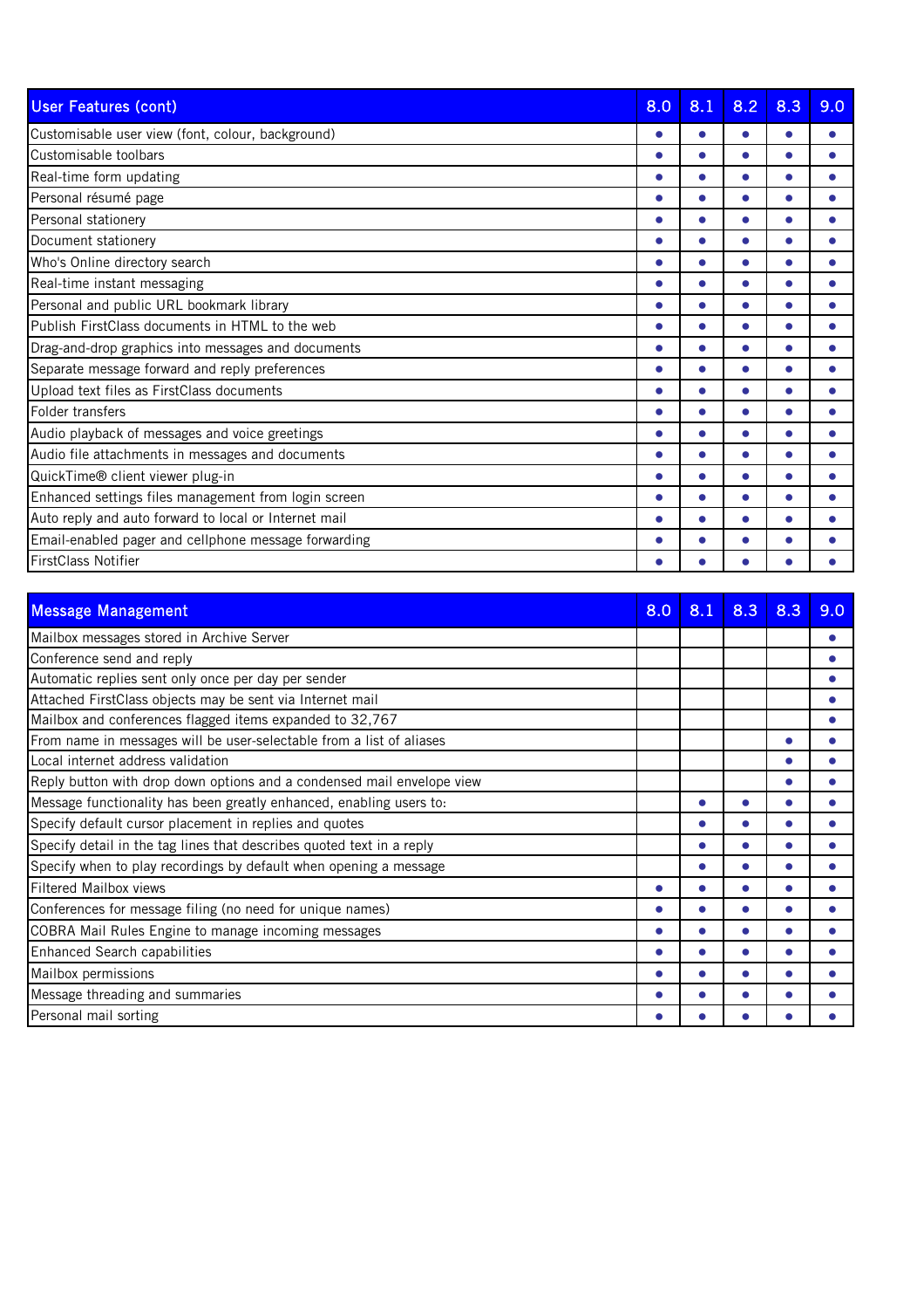| User Features (cont) | 8.0 | 8.1 | 8.2 | 8.3 | 9.0 |
|---|---|---|---|---|---|
| Customisable user view (font, colour, background) | • | • | • | • | • |
| Customisable toolbars | • | • | • | • | • |
| Real-time form updating | • | • | • | • | • |
| Personal résumé page | • | • | • | • | • |
| Personal stationery | • | • | • | • | • |
| Document stationery | • | • | • | • | • |
| Who's Online directory search | • | • | • | • | • |
| Real-time instant messaging | • | • | • | • | • |
| Personal and public URL bookmark library | • | • | • | • | • |
| Publish FirstClass documents in HTML to the web | • | • | • | • | • |
| Drag-and-drop graphics into messages and documents | • | • | • | • | • |
| Separate message forward and reply preferences | • | • | • | • | • |
| Upload text files as FirstClass documents | • | • | • | • | • |
| Folder transfers | • | • | • | • | • |
| Audio playback of messages and voice greetings | • | • | • | • | • |
| Audio file attachments in messages and documents | • | • | • | • | • |
| QuickTime® client viewer plug-in | • | • | • | • | • |
| Enhanced settings files management from login screen | • | • | • | • | • |
| Auto reply and auto forward to local or Internet mail | • | • | • | • | • |
| Email-enabled pager and cellphone message forwarding | • | • | • | • | • |
| FirstClass Notifier | • | • | • | • | • |

| Message Management | 8.0 | 8.1 | 8.3 | 8.3 | 9.0 |
|---|---|---|---|---|---|
| Mailbox messages stored in Archive Server | | | | | • |
| Conference send and reply | | | | | • |
| Automatic replies sent only once per day per sender | | | | | • |
| Attached FirstClass objects may be sent via Internet mail | | | | | • |
| Mailbox and conferences flagged items expanded to 32,767 | | | | | • |
| From name in messages will be user-selectable from a list of aliases | | | | • | • |
| Local internet address validation | | | | • | • |
| Reply button with drop down options and a condensed mail envelope view | | | | • | • |
| Message functionality has been greatly enhanced, enabling users to: | | • | • | • | • |
| Specify default cursor placement in replies and quotes | | • | • | • | • |
| Specify detail in the tag lines that describes quoted text in a reply | | • | • | • | • |
| Specify when to play recordings by default when opening a message | | • | • | • | • |
| Filtered Mailbox views | • | • | • | • | • |
| Conferences for message filing (no need for unique names) | • | • | • | • | • |
| COBRA Mail Rules Engine to manage incoming messages | • | • | • | • | • |
| Enhanced Search capabilities | • | • | • | • | • |
| Mailbox permissions | • | • | • | • | • |
| Message threading and summaries | • | • | • | • | • |
| Personal mail sorting | • | • | • | • | • |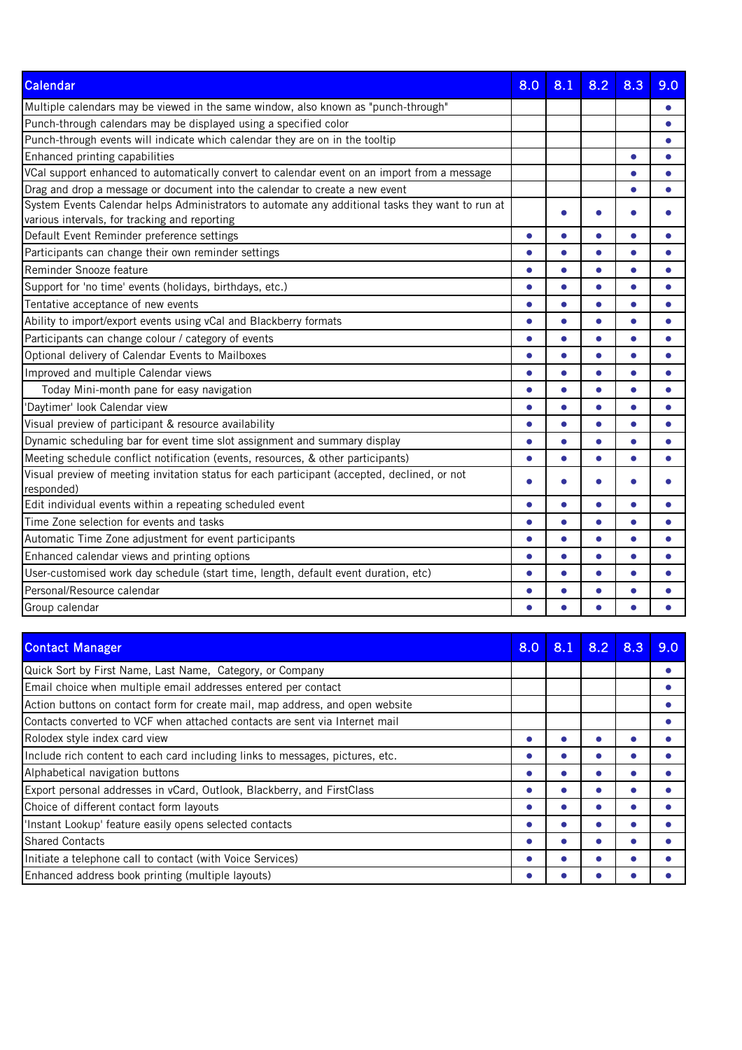| Calendar | 8.0 | 8.1 | 8.2 | 8.3 | 9.0 |
|---|---|---|---|---|---|
| Multiple calendars may be viewed in the same window, also known as "punch-through" | | | | | • |
| Punch-through calendars may be displayed using a specified color | | | | | • |
| Punch-through events will indicate which calendar they are on in the tooltip | | | | | • |
| Enhanced printing capabilities | | | | • | • |
| VCal support enhanced to automatically convert to calendar event on an import from a message | | | | • | • |
| Drag and drop a message or document into the calendar to create a new event | | | | • | • |
| System Events Calendar helps Administrators to automate any additional tasks they want to run at various intervals, for tracking and reporting | | • | • | • | • |
| Default Event Reminder preference settings | • | • | • | • | • |
| Participants can change their own reminder settings | • | • | • | • | • |
| Reminder Snooze feature | • | • | • | • | • |
| Support for 'no time' events (holidays, birthdays, etc.) | • | • | • | • | • |
| Tentative acceptance of new events | • | • | • | • | • |
| Ability to import/export events using vCal and Blackberry formats | • | • | • | • | • |
| Participants can change colour / category of events | • | • | • | • | • |
| Optional delivery of Calendar Events to Mailboxes | • | • | • | • | • |
| Improved and multiple Calendar views | • | • | • | • | • |
| Today Mini-month pane for easy navigation | • | • | • | • | • |
| 'Daytimer' look Calendar view | • | • | • | • | • |
| Visual preview of participant & resource availability | • | • | • | • | • |
| Dynamic scheduling bar for event time slot assignment and summary display | • | • | • | • | • |
| Meeting schedule conflict notification (events, resources, & other participants) | • | • | • | • | • |
| Visual preview of meeting invitation status for each participant (accepted, declined, or not responded) | • | • | • | • | • |
| Edit individual events within a repeating scheduled event | • | • | • | • | • |
| Time Zone selection for events and tasks | • | • | • | • | • |
| Automatic Time Zone adjustment for event participants | • | • | • | • | • |
| Enhanced calendar views and printing options | • | • | • | • | • |
| User-customised work day schedule (start time, length, default event duration, etc) | • | • | • | • | • |
| Personal/Resource calendar | • | • | • | • | • |
| Group calendar | • | • | • | • | • |

| Contact Manager | 8.0 | 8.1 | 8.2 | 8.3 | 9.0 |
|---|---|---|---|---|---|
| Quick Sort by First Name, Last Name, Category, or Company | | | | | • |
| Email choice when multiple email addresses entered per contact | | | | | • |
| Action buttons on contact form for create mail, map address, and open website | | | | | • |
| Contacts converted to VCF when attached contacts are sent via Internet mail | | | | | • |
| Rolodex style index card view | • | • | • | • | • |
| Include rich content to each card including links to messages, pictures, etc. | • | • | • | • | • |
| Alphabetical navigation buttons | • | • | • | • | • |
| Export personal addresses in vCard, Outlook, Blackberry, and FirstClass | • | • | • | • | • |
| Choice of different contact form layouts | • | • | • | • | • |
| 'Instant Lookup' feature easily opens selected contacts | • | • | • | • | • |
| Shared Contacts | • | • | • | • | • |
| Initiate a telephone call to contact (with Voice Services) | • | • | • | • | • |
| Enhanced address book printing (multiple layouts) | • | • | • | • | • |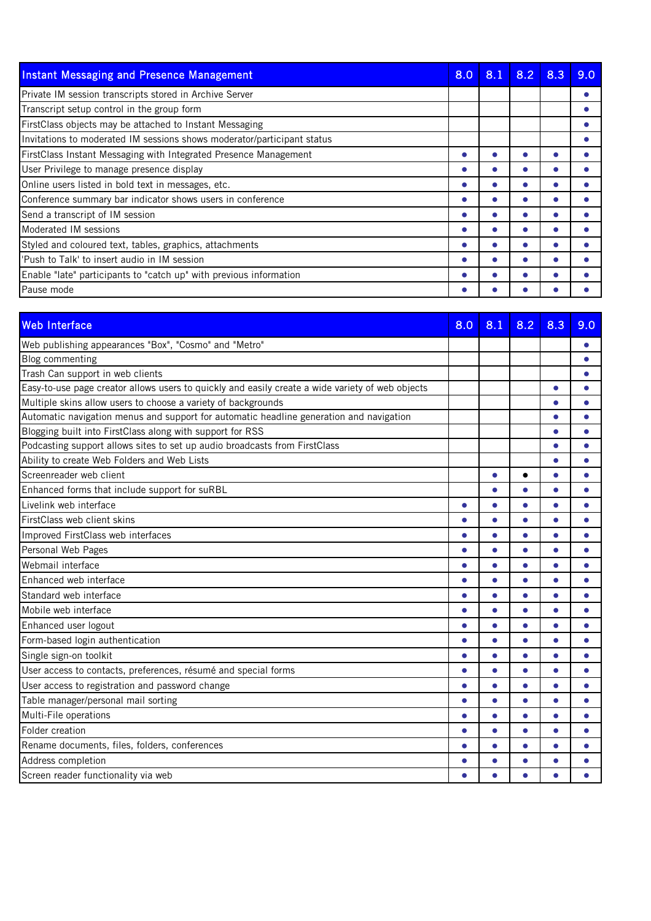| Instant Messaging and Presence Management | 8.0 | 8.1 | 8.2 | 8.3 | 9.0 |
|---|---|---|---|---|---|
| Private IM session transcripts stored in Archive Server | | | | | • |
| Transcript setup control in the group form | | | | | • |
| FirstClass objects may be attached to Instant Messaging | | | | | • |
| Invitations to moderated IM sessions shows moderator/participant status | | | | | • |
| FirstClass Instant Messaging with Integrated Presence Management | • | • | • | • | • |
| User Privilege to manage presence display | • | • | • | • | • |
| Online users listed in bold text in messages, etc. | • | • | • | • | • |
| Conference summary bar indicator shows users in conference | • | • | • | • | • |
| Send a transcript of IM session | • | • | • | • | • |
| Moderated IM sessions | • | • | • | • | • |
| Styled and coloured text, tables, graphics, attachments | • | • | • | • | • |
| 'Push to Talk' to insert audio in IM session | • | • | • | • | • |
| Enable "late" participants to "catch up" with previous information | • | • | • | • | • |
| Pause mode | • | • | • | • | • |

| Web Interface | 8.0 | 8.1 | 8.2 | 8.3 | 9.0 |
|---|---|---|---|---|---|
| Web publishing appearances "Box", "Cosmo" and "Metro" | | | | | • |
| Blog commenting | | | | | • |
| Trash Can support in web clients | | | | | • |
| Easy-to-use page creator allows users to quickly and easily create a wide variety of web objects | | | | • | • |
| Multiple skins allow users to choose a variety of backgrounds | | | | • | • |
| Automatic navigation menus and support for automatic headline generation and navigation | | | | • | • |
| Blogging built into FirstClass along with support for RSS | | | | • | • |
| Podcasting support allows sites to set up audio broadcasts from FirstClass | | | | • | • |
| Ability to create Web Folders and Web Lists | | | | • | • |
| Screenreader web client | | • | • | • | • |
| Enhanced forms that include support for suRBL | | • | • | • | • |
| Livelink web interface | • | • | • | • | • |
| FirstClass web client skins | • | • | • | • | • |
| Improved FirstClass web interfaces | • | • | • | • | • |
| Personal Web Pages | • | • | • | • | • |
| Webmail interface | • | • | • | • | • |
| Enhanced web interface | • | • | • | • | • |
| Standard web interface | • | • | • | • | • |
| Mobile web interface | • | • | • | • | • |
| Enhanced user logout | • | • | • | • | • |
| Form-based login authentication | • | • | • | • | • |
| Single sign-on toolkit | • | • | • | • | • |
| User access to contacts, preferences, résumé and special forms | • | • | • | • | • |
| User access to registration and password change | • | • | • | • | • |
| Table manager/personal mail sorting | • | • | • | • | • |
| Multi-File operations | • | • | • | • | • |
| Folder creation | • | • | • | • | • |
| Rename documents, files, folders, conferences | • | • | • | • | • |
| Address completion | • | • | • | • | • |
| Screen reader functionality via web | • | • | • | • | • |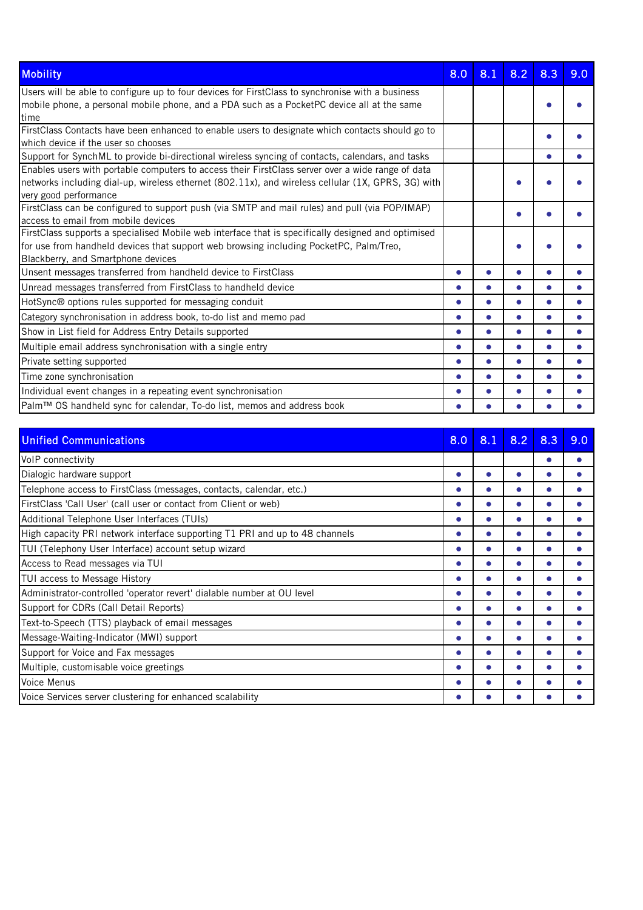| Mobility | 8.0 | 8.1 | 8.2 | 8.3 | 9.0 |
|---|---|---|---|---|---|
| Users will be able to configure up to four devices for FirstClass to synchronise with a business mobile phone, a personal mobile phone, and a PDA such as a PocketPC device all at the same time | | | | ● | ● |
| FirstClass Contacts have been enhanced to enable users to designate which contacts should go to which device if the user so chooses | | | | ● | ● |
| Support for SynchML to provide bi-directional wireless syncing of contacts, calendars, and tasks | | | | ● | ● |
| Enables users with portable computers to access their FirstClass server over a wide range of data networks including dial-up, wireless ethernet (802.11x), and wireless cellular (1X, GPRS, 3G) with very good performance | | | ● | ● | ● |
| FirstClass can be configured to support push (via SMTP and mail rules) and pull (via POP/IMAP) access to email from mobile devices | | | ● | ● | ● |
| FirstClass supports a specialised Mobile web interface that is specifically designed and optimised for use from handheld devices that support web browsing including PocketPC, Palm/Treo, Blackberry, and Smartphone devices | | | ● | ● | ● |
| Unsent messages transferred from handheld device to FirstClass | ● | ● | ● | ● | ● |
| Unread messages transferred from FirstClass to handheld device | ● | ● | ● | ● | ● |
| HotSync® options rules supported for messaging conduit | ● | ● | ● | ● | ● |
| Category synchronisation in address book, to-do list and memo pad | ● | ● | ● | ● | ● |
| Show in List field for Address Entry Details supported | ● | ● | ● | ● | ● |
| Multiple email address synchronisation with a single entry | ● | ● | ● | ● | ● |
| Private setting supported | ● | ● | ● | ● | ● |
| Time zone synchronisation | ● | ● | ● | ● | ● |
| Individual event changes in a repeating event synchronisation | ● | ● | ● | ● | ● |
| Palm™ OS handheld sync for calendar, To-do list, memos and address book | ● | ● | ● | ● | ● |

| Unified Communications | 8.0 | 8.1 | 8.2 | 8.3 | 9.0 |
|---|---|---|---|---|---|
| VoIP connectivity | | | | ● | ● |
| Dialogic hardware support | ● | ● | ● | ● | ● |
| Telephone access to FirstClass (messages, contacts, calendar, etc.) | ● | ● | ● | ● | ● |
| FirstClass 'Call User' (call user or contact from Client or web) | ● | ● | ● | ● | ● |
| Additional Telephone User Interfaces (TUIs) | ● | ● | ● | ● | ● |
| High capacity PRI network interface supporting T1 PRI and up to 48 channels | ● | ● | ● | ● | ● |
| TUI (Telephony User Interface) account setup wizard | ● | ● | ● | ● | ● |
| Access to Read messages via TUI | ● | ● | ● | ● | ● |
| TUI access to Message History | ● | ● | ● | ● | ● |
| Administrator-controlled 'operator revert' dialable number at OU level | ● | ● | ● | ● | ● |
| Support for CDRs (Call Detail Reports) | ● | ● | ● | ● | ● |
| Text-to-Speech (TTS) playback of email messages | ● | ● | ● | ● | ● |
| Message-Waiting-Indicator (MWI) support | ● | ● | ● | ● | ● |
| Support for Voice and Fax messages | ● | ● | ● | ● | ● |
| Multiple, customisable voice greetings | ● | ● | ● | ● | ● |
| Voice Menus | ● | ● | ● | ● | ● |
| Voice Services server clustering for enhanced scalability | ● | ● | ● | ● | ● |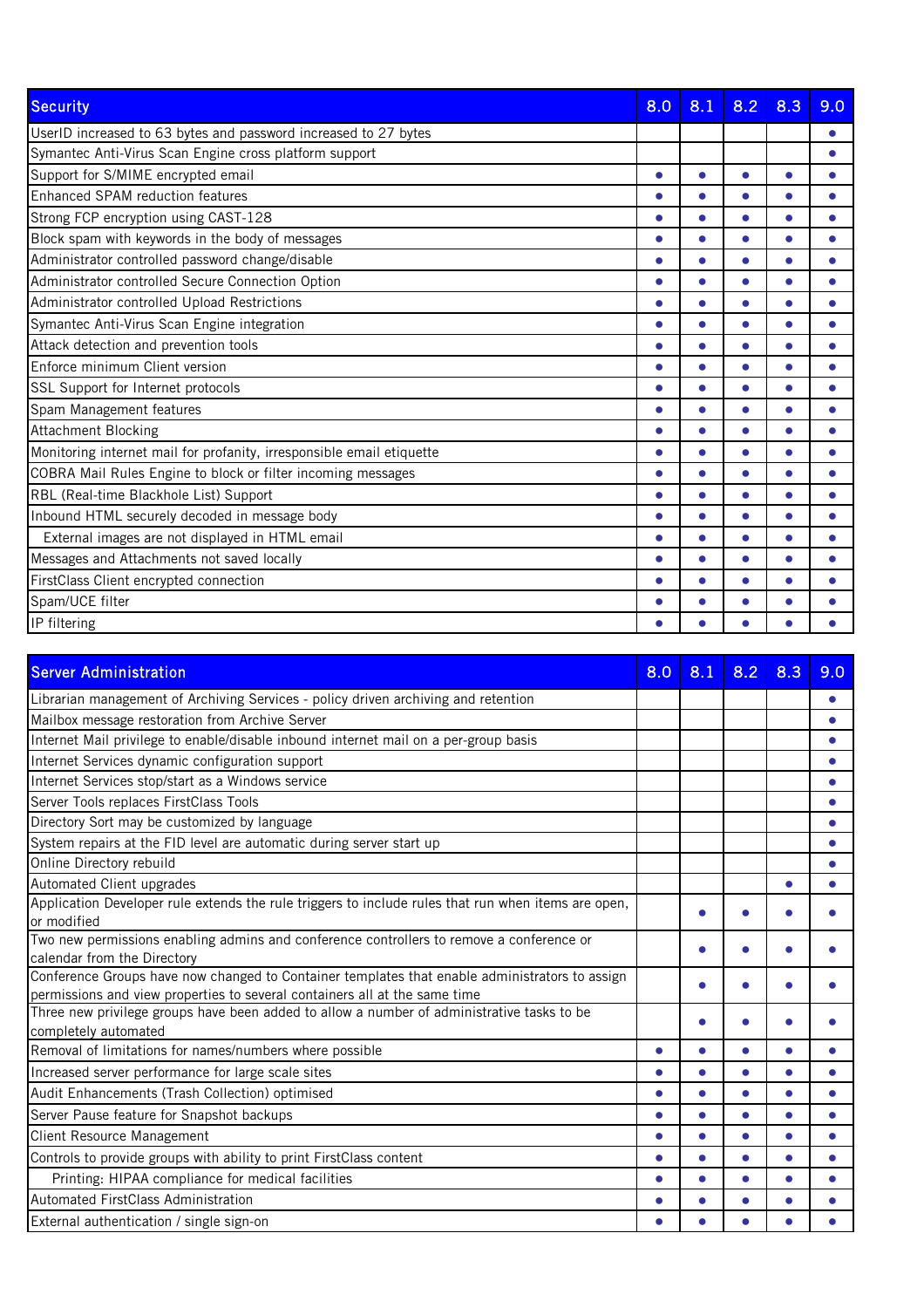| Security | 8.0 | 8.1 | 8.2 | 8.3 | 9.0 |
|---|---|---|---|---|---|
| UserID increased to 63 bytes and password increased to 27 bytes | | | | | ● |
| Symantec Anti-Virus Scan Engine cross platform support | | | | | ● |
| Support for S/MIME encrypted email | ● | ● | ● | ● | ● |
| Enhanced SPAM reduction features | ● | ● | ● | ● | ● |
| Strong FCP encryption using CAST-128 | ● | ● | ● | ● | ● |
| Block spam with keywords in the body of messages | ● | ● | ● | ● | ● |
| Administrator controlled password change/disable | ● | ● | ● | ● | ● |
| Administrator controlled Secure Connection Option | ● | ● | ● | ● | ● |
| Administrator controlled Upload Restrictions | ● | ● | ● | ● | ● |
| Symantec Anti-Virus Scan Engine integration | ● | ● | ● | ● | ● |
| Attack detection and prevention tools | ● | ● | ● | ● | ● |
| Enforce minimum Client version | ● | ● | ● | ● | ● |
| SSL Support for Internet protocols | ● | ● | ● | ● | ● |
| Spam Management features | ● | ● | ● | ● | ● |
| Attachment Blocking | ● | ● | ● | ● | ● |
| Monitoring internet mail for profanity, irresponsible email etiquette | ● | ● | ● | ● | ● |
| COBRA Mail Rules Engine to block or filter incoming messages | ● | ● | ● | ● | ● |
| RBL (Real-time Blackhole List) Support | ● | ● | ● | ● | ● |
| Inbound HTML securely decoded in message body | ● | ● | ● | ● | ● |
| External images are not displayed in HTML email | ● | ● | ● | ● | ● |
| Messages and Attachments not saved locally | ● | ● | ● | ● | ● |
| FirstClass Client encrypted connection | ● | ● | ● | ● | ● |
| Spam/UCE filter | ● | ● | ● | ● | ● |
| IP filtering | ● | ● | ● | ● | ● |

| Server Administration | 8.0 | 8.1 | 8.2 | 8.3 | 9.0 |
|---|---|---|---|---|---|
| Librarian management of Archiving Services - policy driven archiving and retention | | | | | ● |
| Mailbox message restoration from Archive Server | | | | | ● |
| Internet Mail privilege to enable/disable inbound internet mail on a per-group basis | | | | | ● |
| Internet Services dynamic configuration support | | | | | ● |
| Internet Services stop/start as a Windows service | | | | | ● |
| Server Tools replaces FirstClass Tools | | | | | ● |
| Directory Sort may be customized by language | | | | | ● |
| System repairs at the FID level are automatic during server start up | | | | | ● |
| Online Directory rebuild | | | | | ● |
| Automated Client upgrades | | | | ● | ● |
| Application Developer rule extends the rule triggers to include rules that run when items are open, or modified | | ● | ● | ● | ● |
| Two new permissions enabling admins and conference controllers to remove a conference or calendar from the Directory | | ● | ● | ● | ● |
| Conference Groups have now changed to Container templates that enable administrators to assign permissions and view properties to several containers all at the same time | | ● | ● | ● | ● |
| Three new privilege groups have been added to allow a number of administrative tasks to be completely automated | | ● | ● | ● | ● |
| Removal of limitations for names/numbers where possible | ● | ● | ● | ● | ● |
| Increased server performance for large scale sites | ● | ● | ● | ● | ● |
| Audit Enhancements (Trash Collection) optimised | ● | ● | ● | ● | ● |
| Server Pause feature for Snapshot backups | ● | ● | ● | ● | ● |
| Client Resource Management | ● | ● | ● | ● | ● |
| Controls to provide groups with ability to print FirstClass content | ● | ● | ● | ● | ● |
| Printing: HIPAA compliance for medical facilities | ● | ● | ● | ● | ● |
| Automated FirstClass Administration | ● | ● | ● | ● | ● |
| External authentication / single sign-on | ● | ● | ● | ● | ● |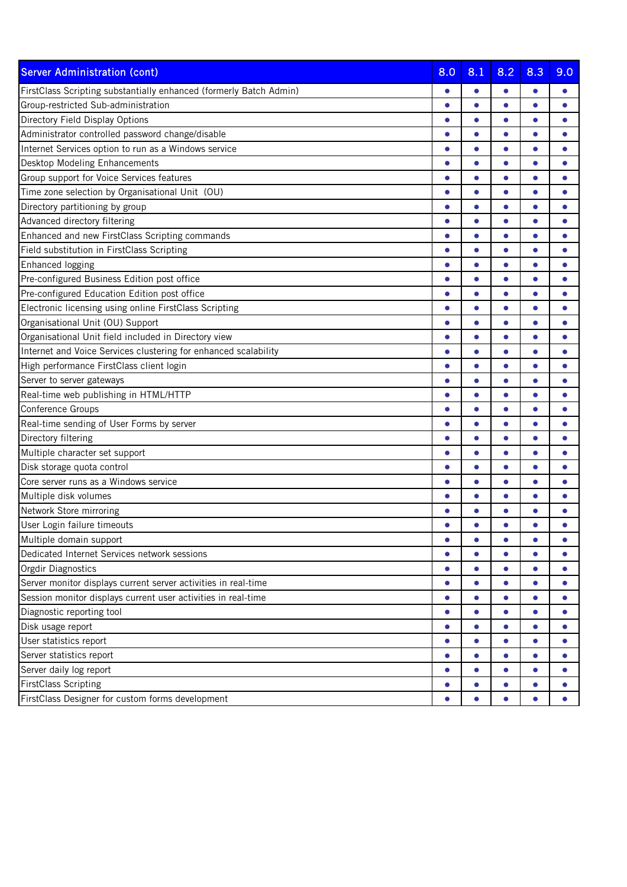| Server Administration (cont) | 8.0 | 8.1 | 8.2 | 8.3 | 9.0 |
|---|---|---|---|---|---|
| FirstClass Scripting substantially enhanced (formerly Batch Admin) | ● | ● | ● | ● | ● |
| Group-restricted Sub-administration | ● | ● | ● | ● | ● |
| Directory Field Display Options | ● | ● | ● | ● | ● |
| Administrator controlled password change/disable | ● | ● | ● | ● | ● |
| Internet Services option to run as a Windows service | ● | ● | ● | ● | ● |
| Desktop Modeling Enhancements | ● | ● | ● | ● | ● |
| Group support for Voice Services features | ● | ● | ● | ● | ● |
| Time zone selection by Organisational Unit (OU) | ● | ● | ● | ● | ● |
| Directory partitioning by group | ● | ● | ● | ● | ● |
| Advanced directory filtering | ● | ● | ● | ● | ● |
| Enhanced and new FirstClass Scripting commands | ● | ● | ● | ● | ● |
| Field substitution in FirstClass Scripting | ● | ● | ● | ● | ● |
| Enhanced logging | ● | ● | ● | ● | ● |
| Pre-configured Business Edition post office | ● | ● | ● | ● | ● |
| Pre-configured Education Edition post office | ● | ● | ● | ● | ● |
| Electronic licensing using online FirstClass Scripting | ● | ● | ● | ● | ● |
| Organisational Unit (OU) Support | ● | ● | ● | ● | ● |
| Organisational Unit field included in Directory view | ● | ● | ● | ● | ● |
| Internet and Voice Services clustering for enhanced scalability | ● | ● | ● | ● | ● |
| High performance FirstClass client login | ● | ● | ● | ● | ● |
| Server to server gateways | ● | ● | ● | ● | ● |
| Real-time web publishing in HTML/HTTP | ● | ● | ● | ● | ● |
| Conference Groups | ● | ● | ● | ● | ● |
| Real-time sending of User Forms by server | ● | ● | ● | ● | ● |
| Directory filtering | ● | ● | ● | ● | ● |
| Multiple character set support | ● | ● | ● | ● | ● |
| Disk storage quota control | ● | ● | ● | ● | ● |
| Core server runs as a Windows service | ● | ● | ● | ● | ● |
| Multiple disk volumes | ● | ● | ● | ● | ● |
| Network Store mirroring | ● | ● | ● | ● | ● |
| User Login failure timeouts | ● | ● | ● | ● | ● |
| Multiple domain support | ● | ● | ● | ● | ● |
| Dedicated Internet Services network sessions | ● | ● | ● | ● | ● |
| Orgdir Diagnostics | ● | ● | ● | ● | ● |
| Server monitor displays current server activities in real-time | ● | ● | ● | ● | ● |
| Session monitor displays current user activities in real-time | ● | ● | ● | ● | ● |
| Diagnostic reporting tool | ● | ● | ● | ● | ● |
| Disk usage report | ● | ● | ● | ● | ● |
| User statistics report | ● | ● | ● | ● | ● |
| Server statistics report | ● | ● | ● | ● | ● |
| Server daily log report | ● | ● | ● | ● | ● |
| FirstClass Scripting | ● | ● | ● | ● | ● |
| FirstClass Designer for custom forms development | ● | ● | ● | ● | ● |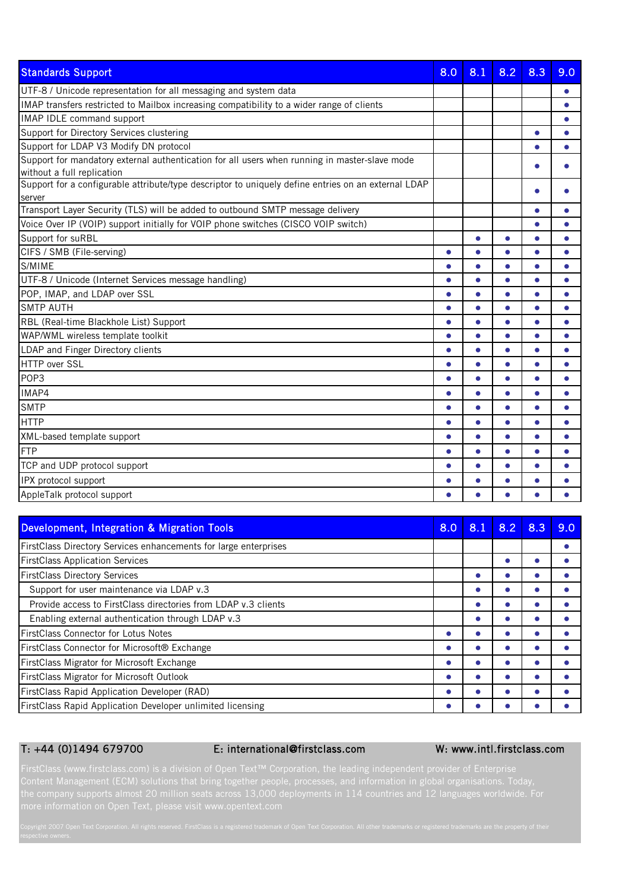| Standards Support | 8.0 | 8.1 | 8.2 | 8.3 | 9.0 |
|---|---|---|---|---|---|
| UTF-8 / Unicode representation for all messaging and system data | | | | | ● |
| IMAP transfers restricted to Mailbox increasing compatibility to a wider range of clients | | | | | ● |
| IMAP IDLE command support | | | | | ● |
| Support for Directory Services clustering | | | | ● | ● |
| Support for LDAP V3 Modify DN protocol | | | | ● | ● |
| Support for mandatory external authentication for all users when running in master-slave mode without a full replication | | | | ● | ● |
| Support for a configurable attribute/type descriptor to uniquely define entries on an external LDAP server | | | | ● | ● |
| Transport Layer Security (TLS) will be added to outbound SMTP message delivery | | | | ● | ● |
| Voice Over IP (VOIP) support initially for VOIP phone switches (CISCO VOIP switch) | | | | ● | ● |
| Support for suRBL | | ● | ● | ● | ● |
| CIFS / SMB (File-serving) | ● | ● | ● | ● | ● |
| S/MIME | ● | ● | ● | ● | ● |
| UTF-8 / Unicode (Internet Services message handling) | ● | ● | ● | ● | ● |
| POP, IMAP, and LDAP over SSL | ● | ● | ● | ● | ● |
| SMTP AUTH | ● | ● | ● | ● | ● |
| RBL (Real-time Blackhole List) Support | ● | ● | ● | ● | ● |
| WAP/WML wireless template toolkit | ● | ● | ● | ● | ● |
| LDAP and Finger Directory clients | ● | ● | ● | ● | ● |
| HTTP over SSL | ● | ● | ● | ● | ● |
| POP3 | ● | ● | ● | ● | ● |
| IMAP4 | ● | ● | ● | ● | ● |
| SMTP | ● | ● | ● | ● | ● |
| HTTP | ● | ● | ● | ● | ● |
| XML-based template support | ● | ● | ● | ● | ● |
| FTP | ● | ● | ● | ● | ● |
| TCP and UDP protocol support | ● | ● | ● | ● | ● |
| IPX protocol support | ● | ● | ● | ● | ● |
| AppleTalk protocol support | ● | ● | ● | ● | ● |

| Development, Integration & Migration Tools | 8.0 | 8.1 | 8.2 | 8.3 | 9.0 |
|---|---|---|---|---|---|
| FirstClass Directory Services enhancements for large enterprises | | | | | ● |
| FirstClass Application Services | | | ● | ● | ● |
| FirstClass Directory Services | | ● | ● | ● | ● |
| Support for user maintenance via LDAP v.3 | | ● | ● | ● | ● |
| Provide access to FirstClass directories from LDAP v.3 clients | | ● | ● | ● | ● |
| Enabling external authentication through LDAP v.3 | | ● | ● | ● | ● |
| FirstClass Connector for Lotus Notes | ● | ● | ● | ● | ● |
| FirstClass Connector for Microsoft® Exchange | ● | ● | ● | ● | ● |
| FirstClass Migrator for Microsoft Exchange | ● | ● | ● | ● | ● |
| FirstClass Migrator for Microsoft Outlook | ● | ● | ● | ● | ● |
| FirstClass Rapid Application Developer (RAD) | ● | ● | ● | ● | ● |
| FirstClass Rapid Application Developer unlimited licensing | ● | ● | ● | ● | ● |

T: +44 (0)1494 679700 E: international@firstclass.com W: www.intl.firstclass.com

FirstClass (www.firstclass.com) is a division of Open Text™ Corporation, the leading independent provider of Enterprise Content Management (ECM) solutions that bring together people, processes, and information in global organisations. Today, the company supports almost 20 million seats across 13,000 deployments in 114 countries and 12 languages worldwide. For more information on Open Text, please visit www.opentext.com

Copyright 2007 Open Text Corporation. All rights reserved. FirstClass is a registered trademark of Open Text Corporation. All other trademarks or registered trademarks are the property of their respective owners.